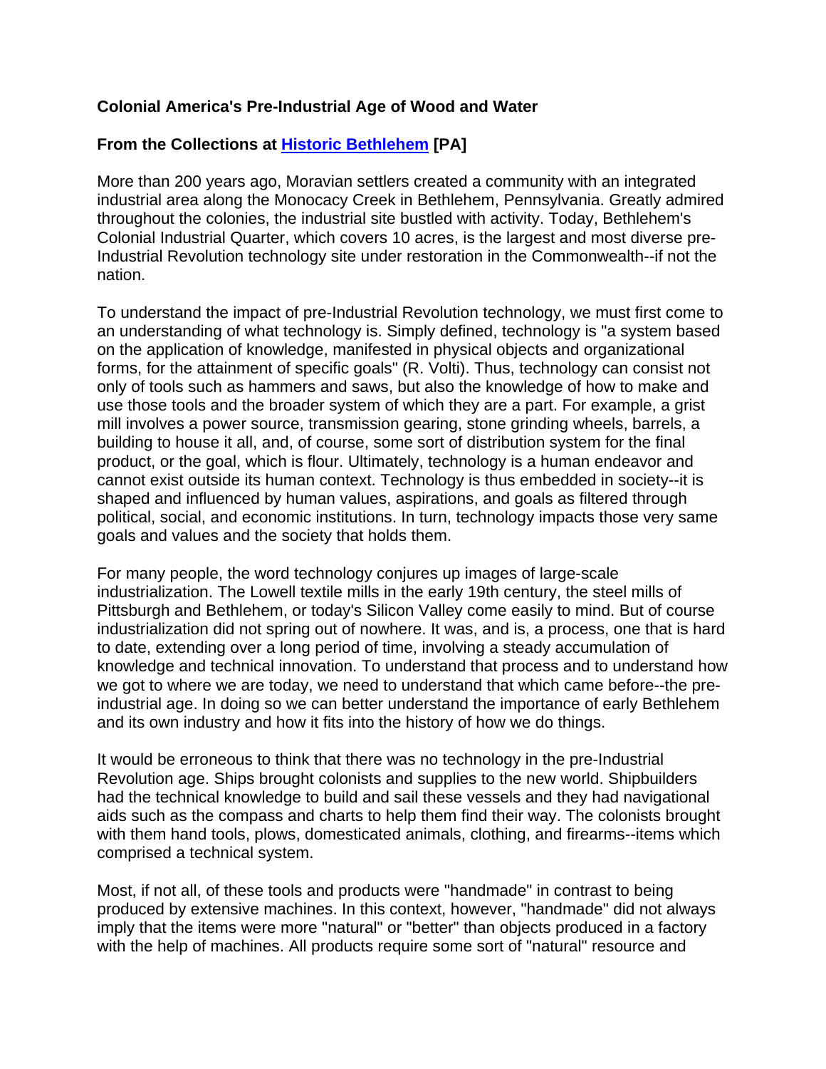**Colonial America's Pre-Industrial Age of Wood and Water**

**From the Collections at Historic Bethlehem [PA]**

More than 200 years ago, Moravian settlers created a community with an integrated industrial area along the Monocacy Creek in Bethlehem, Pennsylvania. Greatly admired throughout the colonies, the industrial site bustled with activity. Today, Bethlehem's Colonial Industrial Quarter, which covers 10 acres, is the largest and most diverse pre-Industrial Revolution technology site under restoration in the Commonwealth--if not the nation.

To understand the impact of pre-Industrial Revolution technology, we must first come to an understanding of what technology is. Simply defined, technology is "a system based on the application of knowledge, manifested in physical objects and organizational forms, for the attainment of specific goals" (R. Volti). Thus, technology can consist not only of tools such as hammers and saws, but also the knowledge of how to make and use those tools and the broader system of which they are a part. For example, a grist mill involves a power source, transmission gearing, stone grinding wheels, barrels, a building to house it all, and, of course, some sort of distribution system for the final product, or the goal, which is flour. Ultimately, technology is a human endeavor and cannot exist outside its human context. Technology is thus embedded in society--it is shaped and influenced by human values, aspirations, and goals as filtered through political, social, and economic institutions. In turn, technology impacts those very same goals and values and the society that holds them.

For many people, the word technology conjures up images of large-scale industrialization. The Lowell textile mills in the early 19th century, the steel mills of Pittsburgh and Bethlehem, or today's Silicon Valley come easily to mind. But of course industrialization did not spring out of nowhere. It was, and is, a process, one that is hard to date, extending over a long period of time, involving a steady accumulation of knowledge and technical innovation. To understand that process and to understand how we got to where we are today, we need to understand that which came before--the pre-industrial age. In doing so we can better understand the importance of early Bethlehem and its own industry and how it fits into the history of how we do things.

It would be erroneous to think that there was no technology in the pre-Industrial Revolution age. Ships brought colonists and supplies to the new world. Shipbuilders had the technical knowledge to build and sail these vessels and they had navigational aids such as the compass and charts to help them find their way. The colonists brought with them hand tools, plows, domesticated animals, clothing, and firearms--items which comprised a technical system.

Most, if not all, of these tools and products were "handmade" in contrast to being produced by extensive machines. In this context, however, "handmade" did not always imply that the items were more "natural" or "better" than objects produced in a factory with the help of machines. All products require some sort of "natural" resource and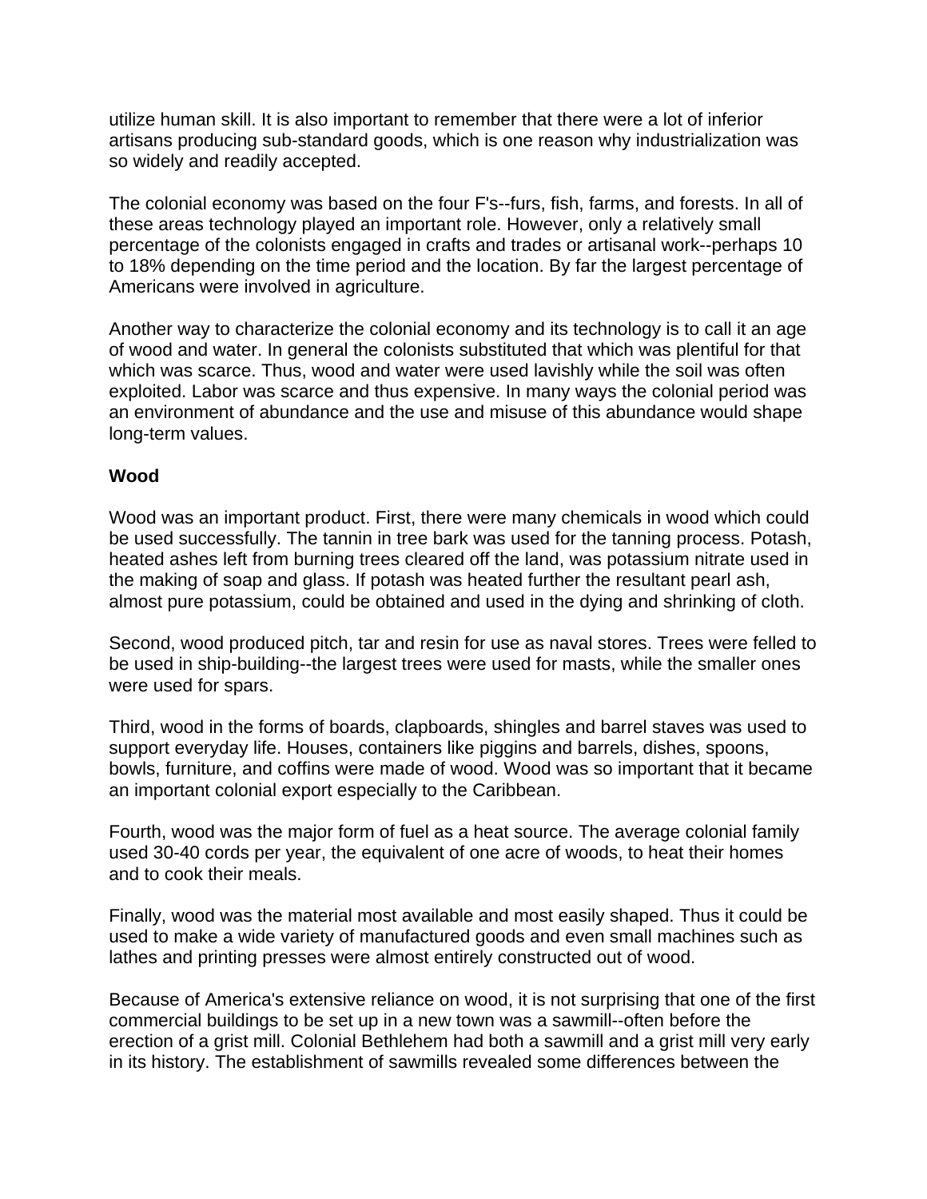utilize human skill. It is also important to remember that there were a lot of inferior artisans producing sub-standard goods, which is one reason why industrialization was so widely and readily accepted.

The colonial economy was based on the four F's--furs, fish, farms, and forests. In all of these areas technology played an important role. However, only a relatively small percentage of the colonists engaged in crafts and trades or artisanal work--perhaps 10 to 18% depending on the time period and the location. By far the largest percentage of Americans were involved in agriculture.

Another way to characterize the colonial economy and its technology is to call it an age of wood and water. In general the colonists substituted that which was plentiful for that which was scarce. Thus, wood and water were used lavishly while the soil was often exploited. Labor was scarce and thus expensive. In many ways the colonial period was an environment of abundance and the use and misuse of this abundance would shape long-term values.

**Wood**

Wood was an important product. First, there were many chemicals in wood which could be used successfully. The tannin in tree bark was used for the tanning process. Potash, heated ashes left from burning trees cleared off the land, was potassium nitrate used in the making of soap and glass. If potash was heated further the resultant pearl ash, almost pure potassium, could be obtained and used in the dying and shrinking of cloth.

Second, wood produced pitch, tar and resin for use as naval stores. Trees were felled to be used in ship-building--the largest trees were used for masts, while the smaller ones were used for spars.

Third, wood in the forms of boards, clapboards, shingles and barrel staves was used to support everyday life. Houses, containers like piggins and barrels, dishes, spoons, bowls, furniture, and coffins were made of wood. Wood was so important that it became an important colonial export especially to the Caribbean.

Fourth, wood was the major form of fuel as a heat source. The average colonial family used 30-40 cords per year, the equivalent of one acre of woods, to heat their homes and to cook their meals.

Finally, wood was the material most available and most easily shaped. Thus it could be used to make a wide variety of manufactured goods and even small machines such as lathes and printing presses were almost entirely constructed out of wood.

Because of America's extensive reliance on wood, it is not surprising that one of the first commercial buildings to be set up in a new town was a sawmill--often before the erection of a grist mill. Colonial Bethlehem had both a sawmill and a grist mill very early in its history. The establishment of sawmills revealed some differences between the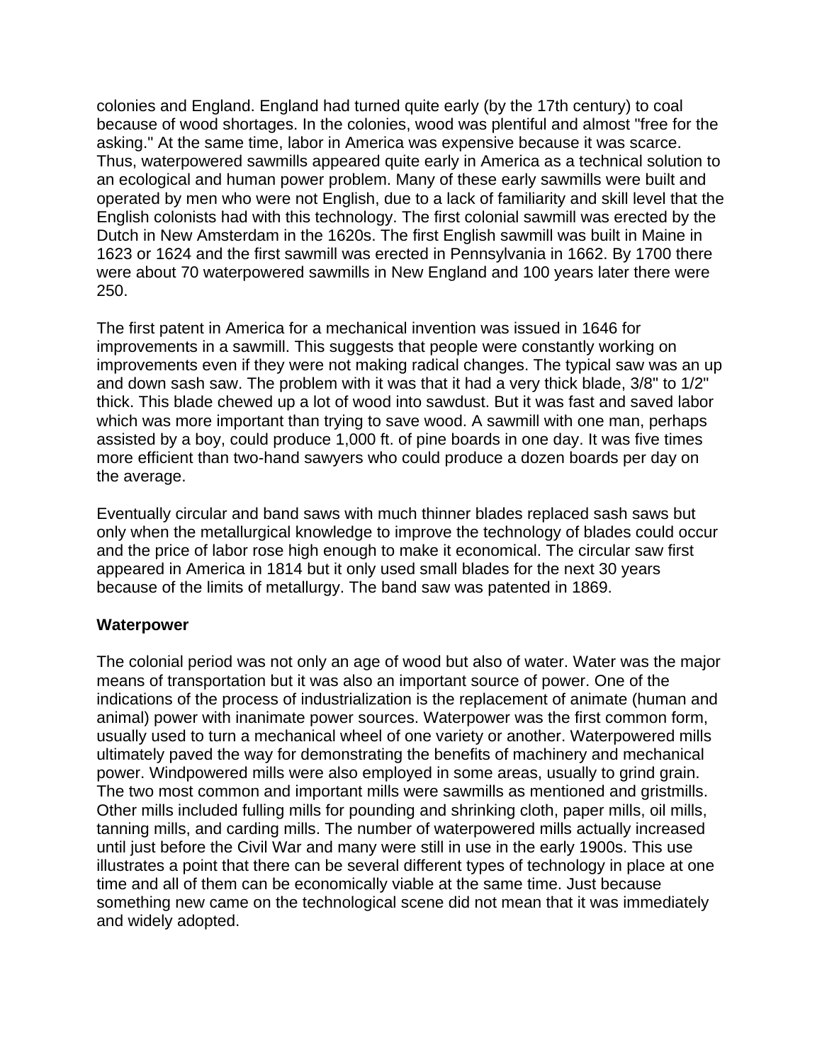colonies and England. England had turned quite early (by the 17th century) to coal because of wood shortages. In the colonies, wood was plentiful and almost "free for the asking." At the same time, labor in America was expensive because it was scarce. Thus, waterpowered sawmills appeared quite early in America as a technical solution to an ecological and human power problem. Many of these early sawmills were built and operated by men who were not English, due to a lack of familiarity and skill level that the English colonists had with this technology. The first colonial sawmill was erected by the Dutch in New Amsterdam in the 1620s. The first English sawmill was built in Maine in 1623 or 1624 and the first sawmill was erected in Pennsylvania in 1662. By 1700 there were about 70 waterpowered sawmills in New England and 100 years later there were 250.

The first patent in America for a mechanical invention was issued in 1646 for improvements in a sawmill. This suggests that people were constantly working on improvements even if they were not making radical changes. The typical saw was an up and down sash saw. The problem with it was that it had a very thick blade, 3/8" to 1/2" thick. This blade chewed up a lot of wood into sawdust. But it was fast and saved labor which was more important than trying to save wood. A sawmill with one man, perhaps assisted by a boy, could produce 1,000 ft. of pine boards in one day. It was five times more efficient than two-hand sawyers who could produce a dozen boards per day on the average.

Eventually circular and band saws with much thinner blades replaced sash saws but only when the metallurgical knowledge to improve the technology of blades could occur and the price of labor rose high enough to make it economical. The circular saw first appeared in America in 1814 but it only used small blades for the next 30 years because of the limits of metallurgy. The band saw was patented in 1869.

**Waterpower**

The colonial period was not only an age of wood but also of water. Water was the major means of transportation but it was also an important source of power. One of the indications of the process of industrialization is the replacement of animate (human and animal) power with inanimate power sources. Waterpower was the first common form, usually used to turn a mechanical wheel of one variety or another. Waterpowered mills ultimately paved the way for demonstrating the benefits of machinery and mechanical power. Windpowered mills were also employed in some areas, usually to grind grain. The two most common and important mills were sawmills as mentioned and gristmills. Other mills included fulling mills for pounding and shrinking cloth, paper mills, oil mills, tanning mills, and carding mills. The number of waterpowered mills actually increased until just before the Civil War and many were still in use in the early 1900s. This use illustrates a point that there can be several different types of technology in place at one time and all of them can be economically viable at the same time. Just because something new came on the technological scene did not mean that it was immediately and widely adopted.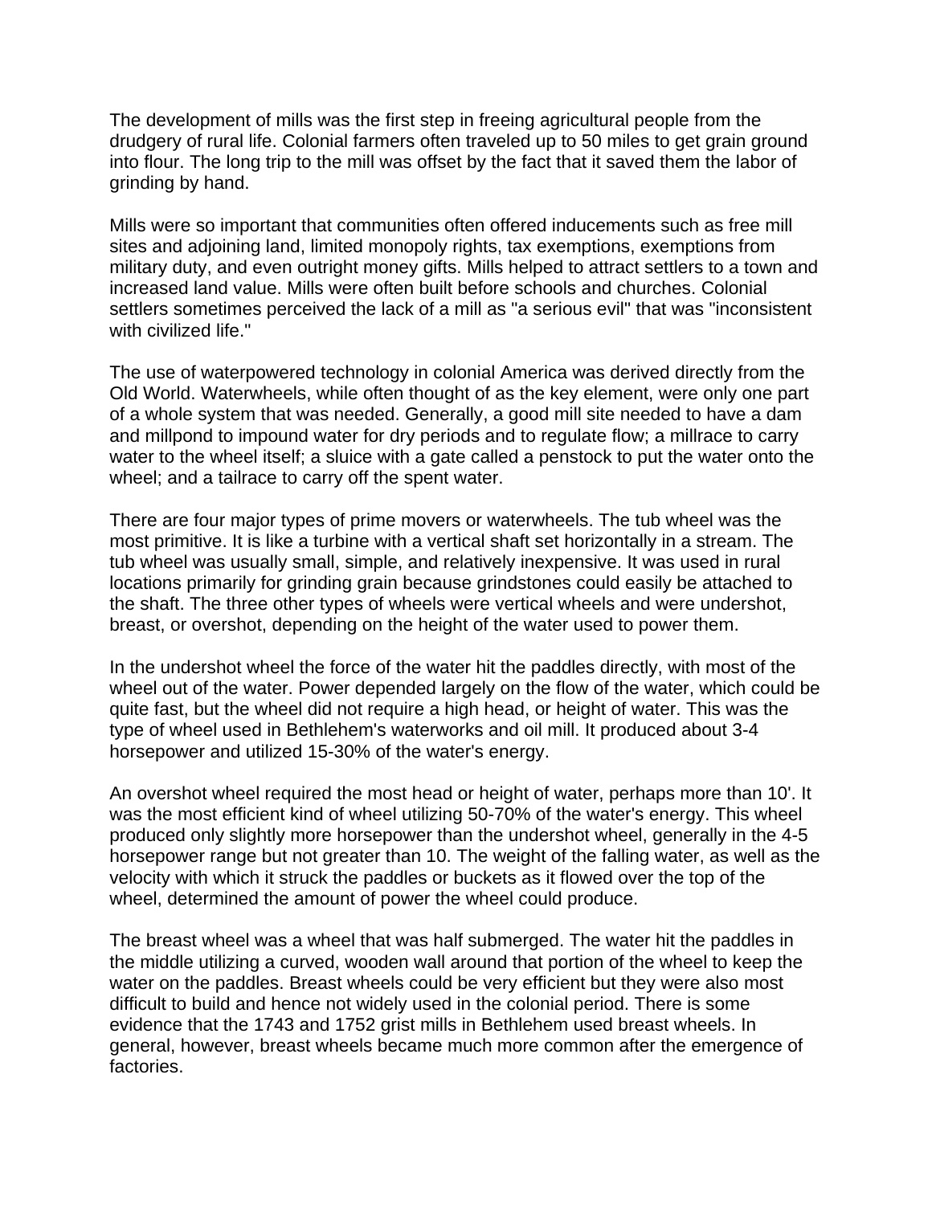The development of mills was the first step in freeing agricultural people from the drudgery of rural life. Colonial farmers often traveled up to 50 miles to get grain ground into flour. The long trip to the mill was offset by the fact that it saved them the labor of grinding by hand.

Mills were so important that communities often offered inducements such as free mill sites and adjoining land, limited monopoly rights, tax exemptions, exemptions from military duty, and even outright money gifts. Mills helped to attract settlers to a town and increased land value. Mills were often built before schools and churches. Colonial settlers sometimes perceived the lack of a mill as "a serious evil" that was "inconsistent with civilized life."

The use of waterpowered technology in colonial America was derived directly from the Old World. Waterwheels, while often thought of as the key element, were only one part of a whole system that was needed. Generally, a good mill site needed to have a dam and millpond to impound water for dry periods and to regulate flow; a millrace to carry water to the wheel itself; a sluice with a gate called a penstock to put the water onto the wheel; and a tailrace to carry off the spent water.

There are four major types of prime movers or waterwheels. The tub wheel was the most primitive. It is like a turbine with a vertical shaft set horizontally in a stream. The tub wheel was usually small, simple, and relatively inexpensive. It was used in rural locations primarily for grinding grain because grindstones could easily be attached to the shaft. The three other types of wheels were vertical wheels and were undershot, breast, or overshot, depending on the height of the water used to power them.

In the undershot wheel the force of the water hit the paddles directly, with most of the wheel out of the water. Power depended largely on the flow of the water, which could be quite fast, but the wheel did not require a high head, or height of water. This was the type of wheel used in Bethlehem's waterworks and oil mill. It produced about 3-4 horsepower and utilized 15-30% of the water's energy.

An overshot wheel required the most head or height of water, perhaps more than 10'. It was the most efficient kind of wheel utilizing 50-70% of the water's energy. This wheel produced only slightly more horsepower than the undershot wheel, generally in the 4-5 horsepower range but not greater than 10. The weight of the falling water, as well as the velocity with which it struck the paddles or buckets as it flowed over the top of the wheel, determined the amount of power the wheel could produce.

The breast wheel was a wheel that was half submerged. The water hit the paddles in the middle utilizing a curved, wooden wall around that portion of the wheel to keep the water on the paddles. Breast wheels could be very efficient but they were also most difficult to build and hence not widely used in the colonial period. There is some evidence that the 1743 and 1752 grist mills in Bethlehem used breast wheels. In general, however, breast wheels became much more common after the emergence of factories.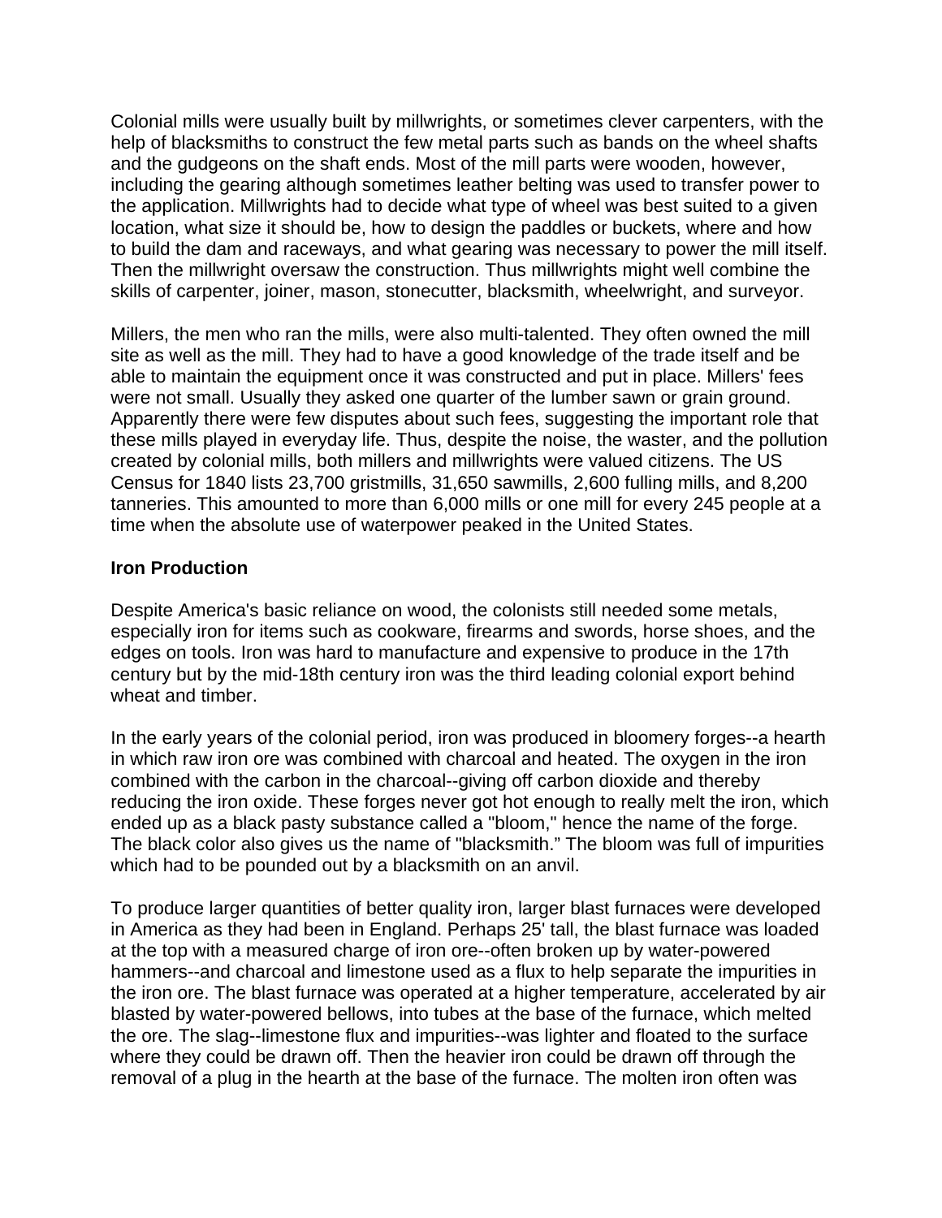Colonial mills were usually built by millwrights, or sometimes clever carpenters, with the help of blacksmiths to construct the few metal parts such as bands on the wheel shafts and the gudgeons on the shaft ends. Most of the mill parts were wooden, however, including the gearing although sometimes leather belting was used to transfer power to the application. Millwrights had to decide what type of wheel was best suited to a given location, what size it should be, how to design the paddles or buckets, where and how to build the dam and raceways, and what gearing was necessary to power the mill itself. Then the millwright oversaw the construction. Thus millwrights might well combine the skills of carpenter, joiner, mason, stonecutter, blacksmith, wheelwright, and surveyor.

Millers, the men who ran the mills, were also multi-talented. They often owned the mill site as well as the mill. They had to have a good knowledge of the trade itself and be able to maintain the equipment once it was constructed and put in place. Millers' fees were not small. Usually they asked one quarter of the lumber sawn or grain ground. Apparently there were few disputes about such fees, suggesting the important role that these mills played in everyday life. Thus, despite the noise, the waster, and the pollution created by colonial mills, both millers and millwrights were valued citizens. The US Census for 1840 lists 23,700 gristmills, 31,650 sawmills, 2,600 fulling mills, and 8,200 tanneries. This amounted to more than 6,000 mills or one mill for every 245 people at a time when the absolute use of waterpower peaked in the United States.

**Iron Production**

Despite America's basic reliance on wood, the colonists still needed some metals, especially iron for items such as cookware, firearms and swords, horse shoes, and the edges on tools. Iron was hard to manufacture and expensive to produce in the 17th century but by the mid-18th century iron was the third leading colonial export behind wheat and timber.

In the early years of the colonial period, iron was produced in bloomery forges--a hearth in which raw iron ore was combined with charcoal and heated. The oxygen in the iron combined with the carbon in the charcoal--giving off carbon dioxide and thereby reducing the iron oxide. These forges never got hot enough to really melt the iron, which ended up as a black pasty substance called a "bloom," hence the name of the forge. The black color also gives us the name of "blacksmith." The bloom was full of impurities which had to be pounded out by a blacksmith on an anvil.

To produce larger quantities of better quality iron, larger blast furnaces were developed in America as they had been in England. Perhaps 25' tall, the blast furnace was loaded at the top with a measured charge of iron ore--often broken up by water-powered hammers--and charcoal and limestone used as a flux to help separate the impurities in the iron ore. The blast furnace was operated at a higher temperature, accelerated by air blasted by water-powered bellows, into tubes at the base of the furnace, which melted the ore. The slag--limestone flux and impurities--was lighter and floated to the surface where they could be drawn off. Then the heavier iron could be drawn off through the removal of a plug in the hearth at the base of the furnace. The molten iron often was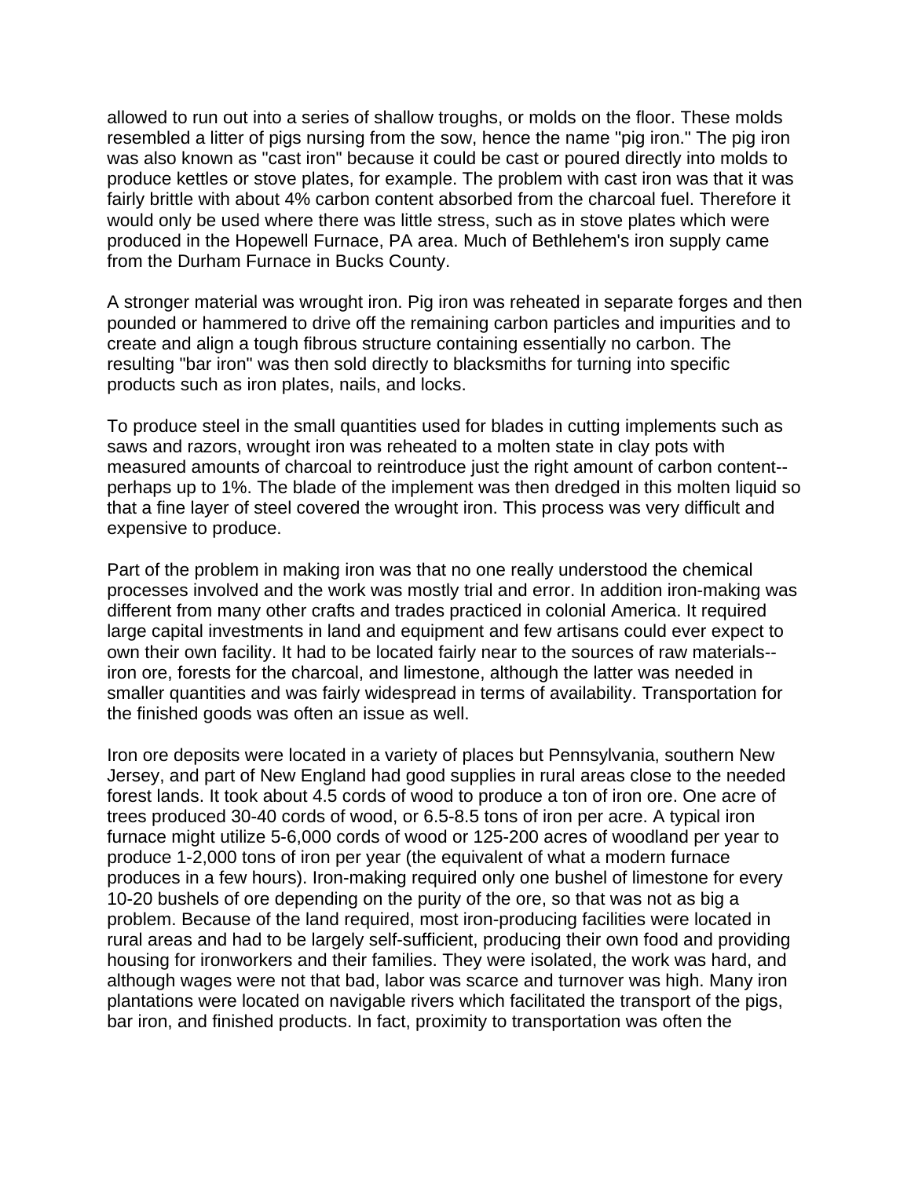allowed to run out into a series of shallow troughs, or molds on the floor. These molds resembled a litter of pigs nursing from the sow, hence the name "pig iron." The pig iron was also known as "cast iron" because it could be cast or poured directly into molds to produce kettles or stove plates, for example. The problem with cast iron was that it was fairly brittle with about 4% carbon content absorbed from the charcoal fuel. Therefore it would only be used where there was little stress, such as in stove plates which were produced in the Hopewell Furnace, PA area. Much of Bethlehem's iron supply came from the Durham Furnace in Bucks County.

A stronger material was wrought iron. Pig iron was reheated in separate forges and then pounded or hammered to drive off the remaining carbon particles and impurities and to create and align a tough fibrous structure containing essentially no carbon. The resulting "bar iron" was then sold directly to blacksmiths for turning into specific products such as iron plates, nails, and locks.

To produce steel in the small quantities used for blades in cutting implements such as saws and razors, wrought iron was reheated to a molten state in clay pots with measured amounts of charcoal to reintroduce just the right amount of carbon content--perhaps up to 1%. The blade of the implement was then dredged in this molten liquid so that a fine layer of steel covered the wrought iron. This process was very difficult and expensive to produce.

Part of the problem in making iron was that no one really understood the chemical processes involved and the work was mostly trial and error. In addition iron-making was different from many other crafts and trades practiced in colonial America. It required large capital investments in land and equipment and few artisans could ever expect to own their own facility. It had to be located fairly near to the sources of raw materials--iron ore, forests for the charcoal, and limestone, although the latter was needed in smaller quantities and was fairly widespread in terms of availability. Transportation for the finished goods was often an issue as well.

Iron ore deposits were located in a variety of places but Pennsylvania, southern New Jersey, and part of New England had good supplies in rural areas close to the needed forest lands. It took about 4.5 cords of wood to produce a ton of iron ore. One acre of trees produced 30-40 cords of wood, or 6.5-8.5 tons of iron per acre. A typical iron furnace might utilize 5-6,000 cords of wood or 125-200 acres of woodland per year to produce 1-2,000 tons of iron per year (the equivalent of what a modern furnace produces in a few hours). Iron-making required only one bushel of limestone for every 10-20 bushels of ore depending on the purity of the ore, so that was not as big a problem. Because of the land required, most iron-producing facilities were located in rural areas and had to be largely self-sufficient, producing their own food and providing housing for ironworkers and their families. They were isolated, the work was hard, and although wages were not that bad, labor was scarce and turnover was high. Many iron plantations were located on navigable rivers which facilitated the transport of the pigs, bar iron, and finished products. In fact, proximity to transportation was often the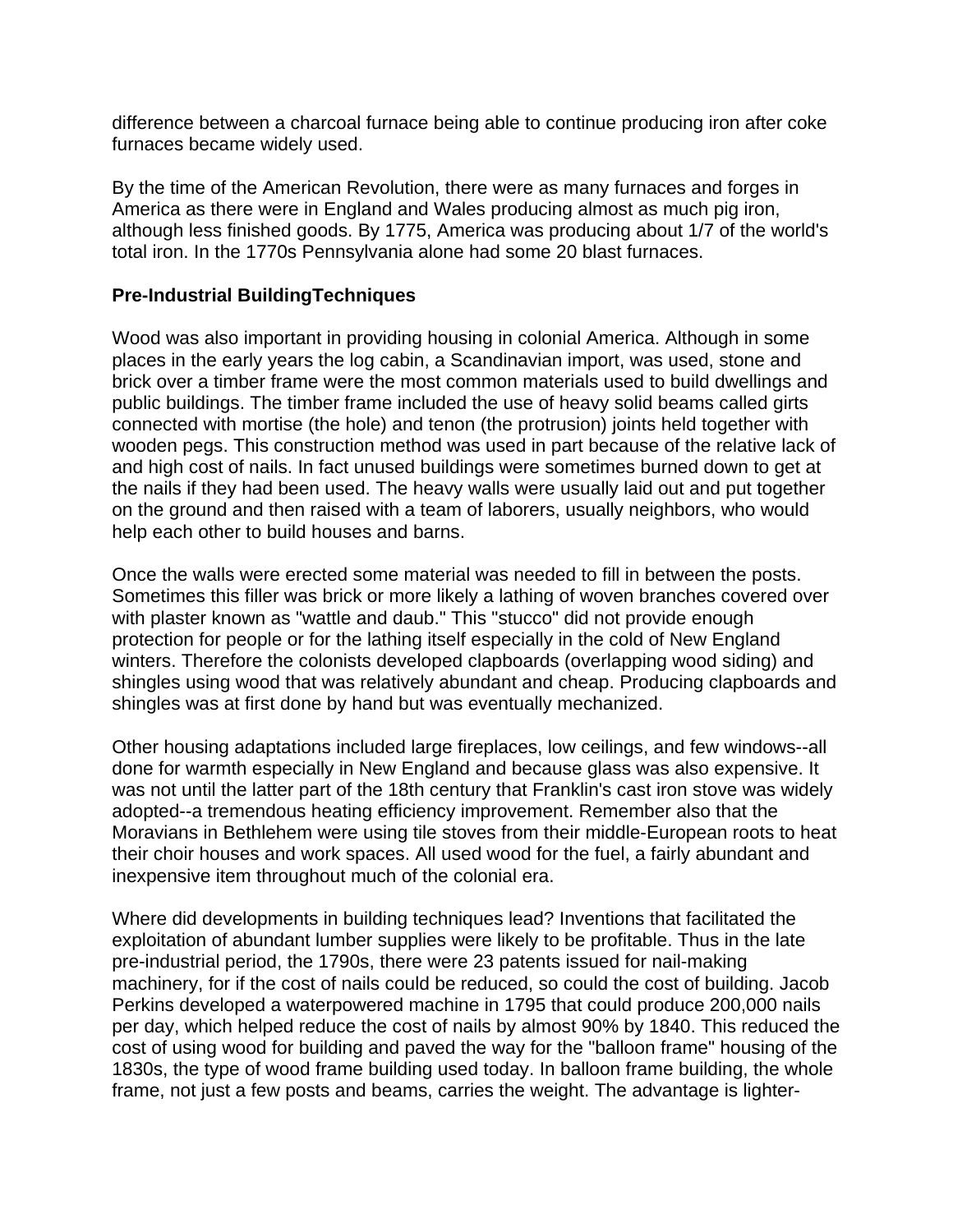difference between a charcoal furnace being able to continue producing iron after coke furnaces became widely used.

By the time of the American Revolution, there were as many furnaces and forges in America as there were in England and Wales producing almost as much pig iron, although less finished goods. By 1775, America was producing about 1/7 of the world's total iron. In the 1770s Pennsylvania alone had some 20 blast furnaces.

**Pre-Industrial BuildingTechniques**

Wood was also important in providing housing in colonial America. Although in some places in the early years the log cabin, a Scandinavian import, was used, stone and brick over a timber frame were the most common materials used to build dwellings and public buildings. The timber frame included the use of heavy solid beams called girts connected with mortise (the hole) and tenon (the protrusion) joints held together with wooden pegs. This construction method was used in part because of the relative lack of and high cost of nails. In fact unused buildings were sometimes burned down to get at the nails if they had been used. The heavy walls were usually laid out and put together on the ground and then raised with a team of laborers, usually neighbors, who would help each other to build houses and barns.

Once the walls were erected some material was needed to fill in between the posts. Sometimes this filler was brick or more likely a lathing of woven branches covered over with plaster known as "wattle and daub." This "stucco" did not provide enough protection for people or for the lathing itself especially in the cold of New England winters. Therefore the colonists developed clapboards (overlapping wood siding) and shingles using wood that was relatively abundant and cheap. Producing clapboards and shingles was at first done by hand but was eventually mechanized.

Other housing adaptations included large fireplaces, low ceilings, and few windows--all done for warmth especially in New England and because glass was also expensive. It was not until the latter part of the 18th century that Franklin's cast iron stove was widely adopted--a tremendous heating efficiency improvement. Remember also that the Moravians in Bethlehem were using tile stoves from their middle-European roots to heat their choir houses and work spaces. All used wood for the fuel, a fairly abundant and inexpensive item throughout much of the colonial era.

Where did developments in building techniques lead? Inventions that facilitated the exploitation of abundant lumber supplies were likely to be profitable. Thus in the late pre-industrial period, the 1790s, there were 23 patents issued for nail-making machinery, for if the cost of nails could be reduced, so could the cost of building. Jacob Perkins developed a waterpowered machine in 1795 that could produce 200,000 nails per day, which helped reduce the cost of nails by almost 90% by 1840. This reduced the cost of using wood for building and paved the way for the "balloon frame" housing of the 1830s, the type of wood frame building used today. In balloon frame building, the whole frame, not just a few posts and beams, carries the weight. The advantage is lighter-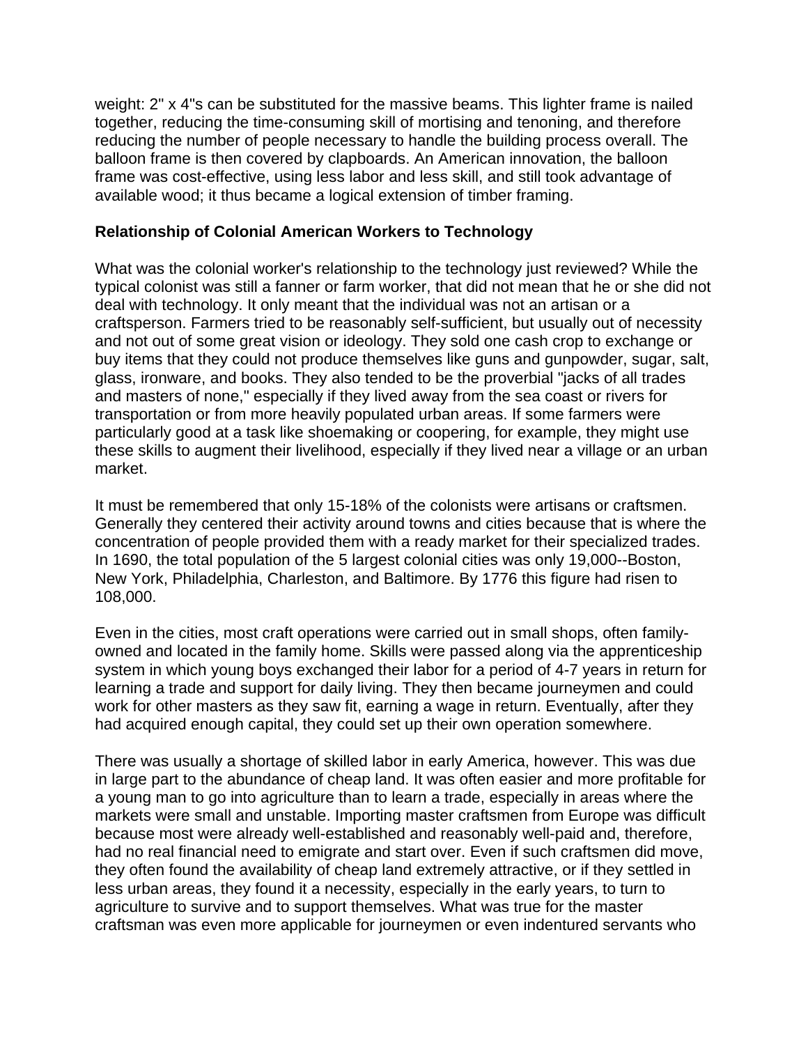weight: 2" x 4"s can be substituted for the massive beams. This lighter frame is nailed together, reducing the time-consuming skill of mortising and tenoning, and therefore reducing the number of people necessary to handle the building process overall. The balloon frame is then covered by clapboards. An American innovation, the balloon frame was cost-effective, using less labor and less skill, and still took advantage of available wood; it thus became a logical extension of timber framing.

**Relationship of Colonial American Workers to Technology**

What was the colonial worker's relationship to the technology just reviewed? While the typical colonist was still a fanner or farm worker, that did not mean that he or she did not deal with technology. It only meant that the individual was not an artisan or a craftsperson. Farmers tried to be reasonably self-sufficient, but usually out of necessity and not out of some great vision or ideology. They sold one cash crop to exchange or buy items that they could not produce themselves like guns and gunpowder, sugar, salt, glass, ironware, and books. They also tended to be the proverbial "jacks of all trades and masters of none," especially if they lived away from the sea coast or rivers for transportation or from more heavily populated urban areas. If some farmers were particularly good at a task like shoemaking or coopering, for example, they might use these skills to augment their livelihood, especially if they lived near a village or an urban market.

It must be remembered that only 15-18% of the colonists were artisans or craftsmen. Generally they centered their activity around towns and cities because that is where the concentration of people provided them with a ready market for their specialized trades. In 1690, the total population of the 5 largest colonial cities was only 19,000--Boston, New York, Philadelphia, Charleston, and Baltimore. By 1776 this figure had risen to 108,000.

Even in the cities, most craft operations were carried out in small shops, often family-owned and located in the family home. Skills were passed along via the apprenticeship system in which young boys exchanged their labor for a period of 4-7 years in return for learning a trade and support for daily living. They then became journeymen and could work for other masters as they saw fit, earning a wage in return. Eventually, after they had acquired enough capital, they could set up their own operation somewhere.

There was usually a shortage of skilled labor in early America, however. This was due in large part to the abundance of cheap land. It was often easier and more profitable for a young man to go into agriculture than to learn a trade, especially in areas where the markets were small and unstable. Importing master craftsmen from Europe was difficult because most were already well-established and reasonably well-paid and, therefore, had no real financial need to emigrate and start over. Even if such craftsmen did move, they often found the availability of cheap land extremely attractive, or if they settled in less urban areas, they found it a necessity, especially in the early years, to turn to agriculture to survive and to support themselves. What was true for the master craftsman was even more applicable for journeymen or even indentured servants who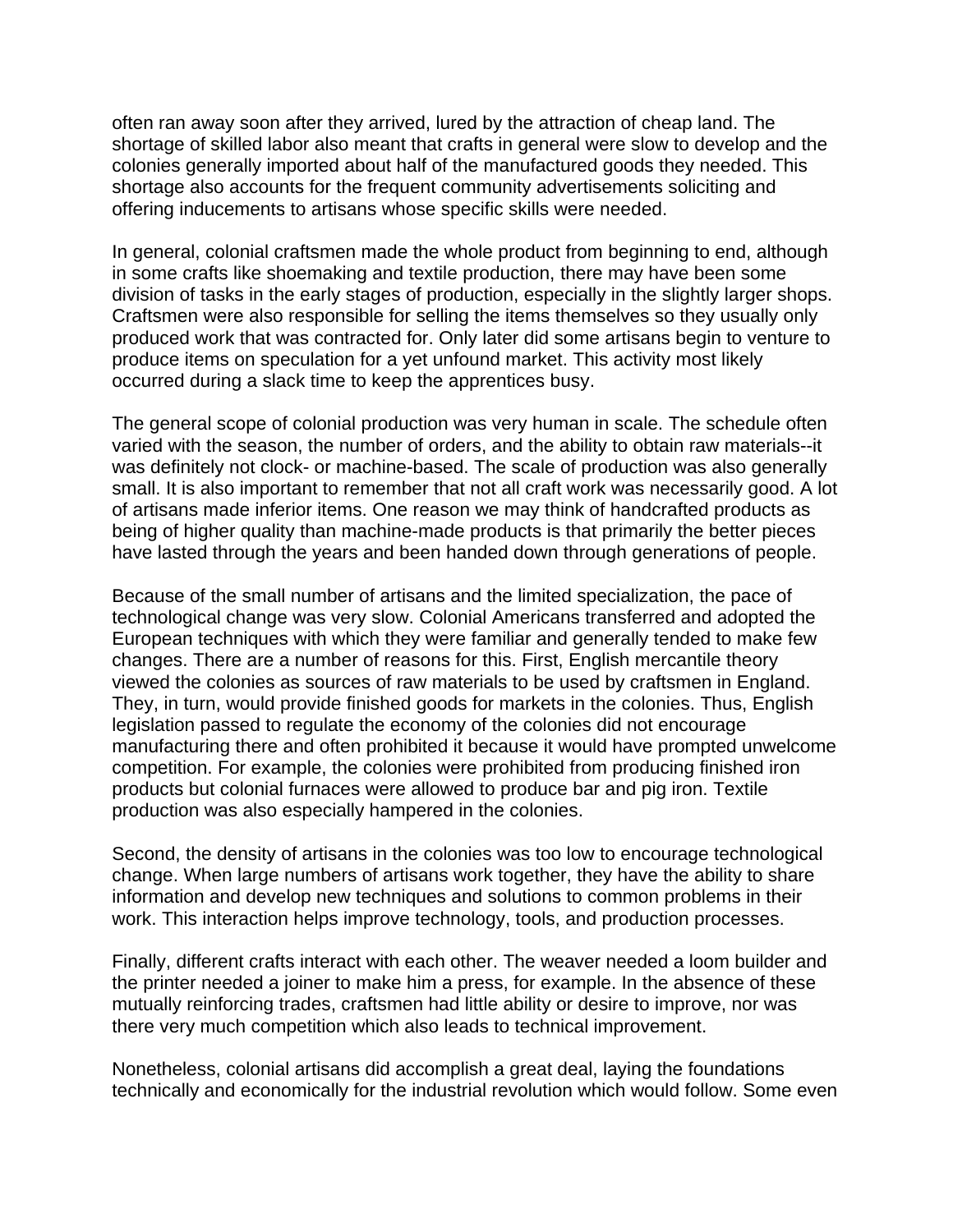often ran away soon after they arrived, lured by the attraction of cheap land. The shortage of skilled labor also meant that crafts in general were slow to develop and the colonies generally imported about half of the manufactured goods they needed. This shortage also accounts for the frequent community advertisements soliciting and offering inducements to artisans whose specific skills were needed.

In general, colonial craftsmen made the whole product from beginning to end, although in some crafts like shoemaking and textile production, there may have been some division of tasks in the early stages of production, especially in the slightly larger shops. Craftsmen were also responsible for selling the items themselves so they usually only produced work that was contracted for. Only later did some artisans begin to venture to produce items on speculation for a yet unfound market. This activity most likely occurred during a slack time to keep the apprentices busy.

The general scope of colonial production was very human in scale. The schedule often varied with the season, the number of orders, and the ability to obtain raw materials--it was definitely not clock- or machine-based. The scale of production was also generally small. It is also important to remember that not all craft work was necessarily good. A lot of artisans made inferior items. One reason we may think of handcrafted products as being of higher quality than machine-made products is that primarily the better pieces have lasted through the years and been handed down through generations of people.

Because of the small number of artisans and the limited specialization, the pace of technological change was very slow. Colonial Americans transferred and adopted the European techniques with which they were familiar and generally tended to make few changes. There are a number of reasons for this. First, English mercantile theory viewed the colonies as sources of raw materials to be used by craftsmen in England. They, in turn, would provide finished goods for markets in the colonies. Thus, English legislation passed to regulate the economy of the colonies did not encourage manufacturing there and often prohibited it because it would have prompted unwelcome competition. For example, the colonies were prohibited from producing finished iron products but colonial furnaces were allowed to produce bar and pig iron. Textile production was also especially hampered in the colonies.

Second, the density of artisans in the colonies was too low to encourage technological change. When large numbers of artisans work together, they have the ability to share information and develop new techniques and solutions to common problems in their work. This interaction helps improve technology, tools, and production processes.

Finally, different crafts interact with each other. The weaver needed a loom builder and the printer needed a joiner to make him a press, for example. In the absence of these mutually reinforcing trades, craftsmen had little ability or desire to improve, nor was there very much competition which also leads to technical improvement.

Nonetheless, colonial artisans did accomplish a great deal, laying the foundations technically and economically for the industrial revolution which would follow. Some even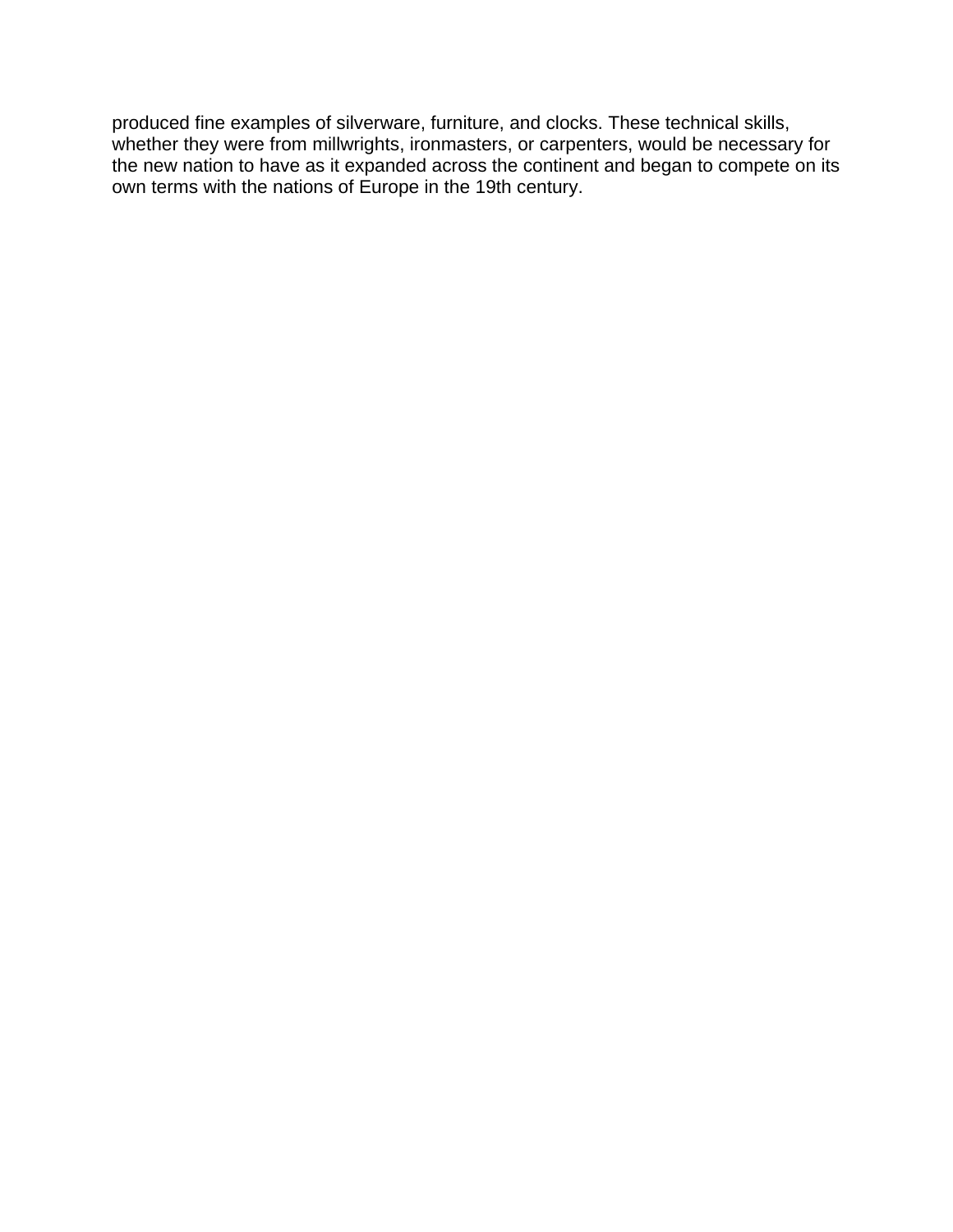produced fine examples of silverware, furniture, and clocks. These technical skills, whether they were from millwrights, ironmasters, or carpenters, would be necessary for the new nation to have as it expanded across the continent and began to compete on its own terms with the nations of Europe in the 19th century.